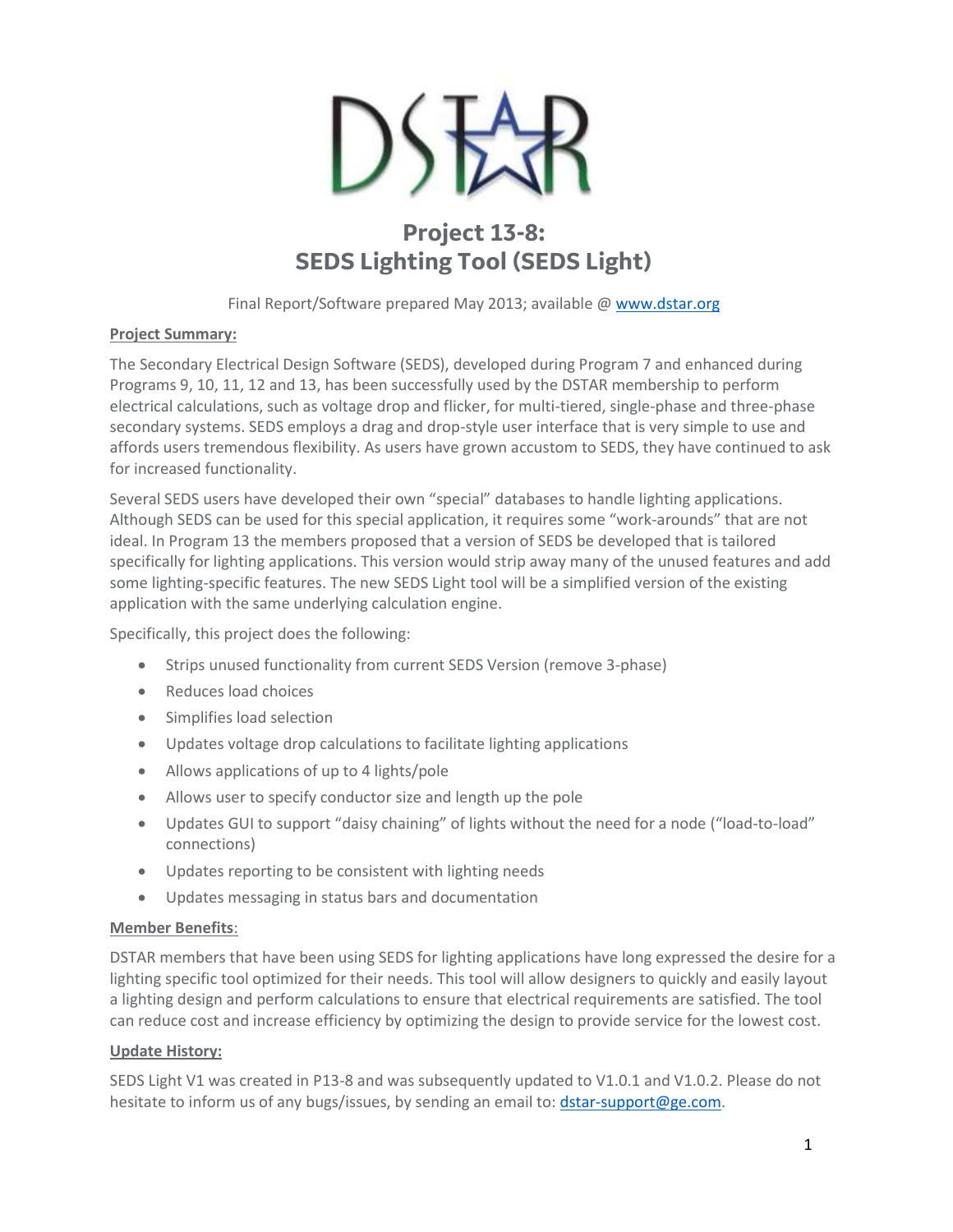# Project 13-8:
# SEDS Lighting Tool (SEDS Light)

Final Report/Software prepared May 2013; available @ www.dstar.org

**Project Summary:**

The Secondary Electrical Design Software (SEDS), developed during Program 7 and enhanced during Programs 9, 10, 11, 12 and 13, has been successfully used by the DSTAR membership to perform electrical calculations, such as voltage drop and flicker, for multi-tiered, single-phase and three-phase secondary systems. SEDS employs a drag and drop-style user interface that is very simple to use and affords users tremendous flexibility. As users have grown accustom to SEDS, they have continued to ask for increased functionality.

Several SEDS users have developed their own "special" databases to handle lighting applications. Although SEDS can be used for this special application, it requires some "work-arounds" that are not ideal. In Program 13 the members proposed that a version of SEDS be developed that is tailored specifically for lighting applications. This version would strip away many of the unused features and add some lighting-specific features. The new SEDS Light tool will be a simplified version of the existing application with the same underlying calculation engine.

Specifically, this project does the following:

- Strips unused functionality from current SEDS Version (remove 3-phase)
- Reduces load choices
- Simplifies load selection
- Updates voltage drop calculations to facilitate lighting applications
- Allows applications of up to 4 lights/pole
- Allows user to specify conductor size and length up the pole
- Updates GUI to support "daisy chaining" of lights without the need for a node ("load-to-load" connections)
- Updates reporting to be consistent with lighting needs
- Updates messaging in status bars and documentation

**Member Benefits**:

DSTAR members that have been using SEDS for lighting applications have long expressed the desire for a lighting specific tool optimized for their needs. This tool will allow designers to quickly and easily layout a lighting design and perform calculations to ensure that electrical requirements are satisfied. The tool can reduce cost and increase efficiency by optimizing the design to provide service for the lowest cost.

**Update History:**

SEDS Light V1 was created in P13-8 and was subsequently updated to V1.0.1 and V1.0.2. Please do not hesitate to inform us of any bugs/issues, by sending an email to: dstar-support@ge.com.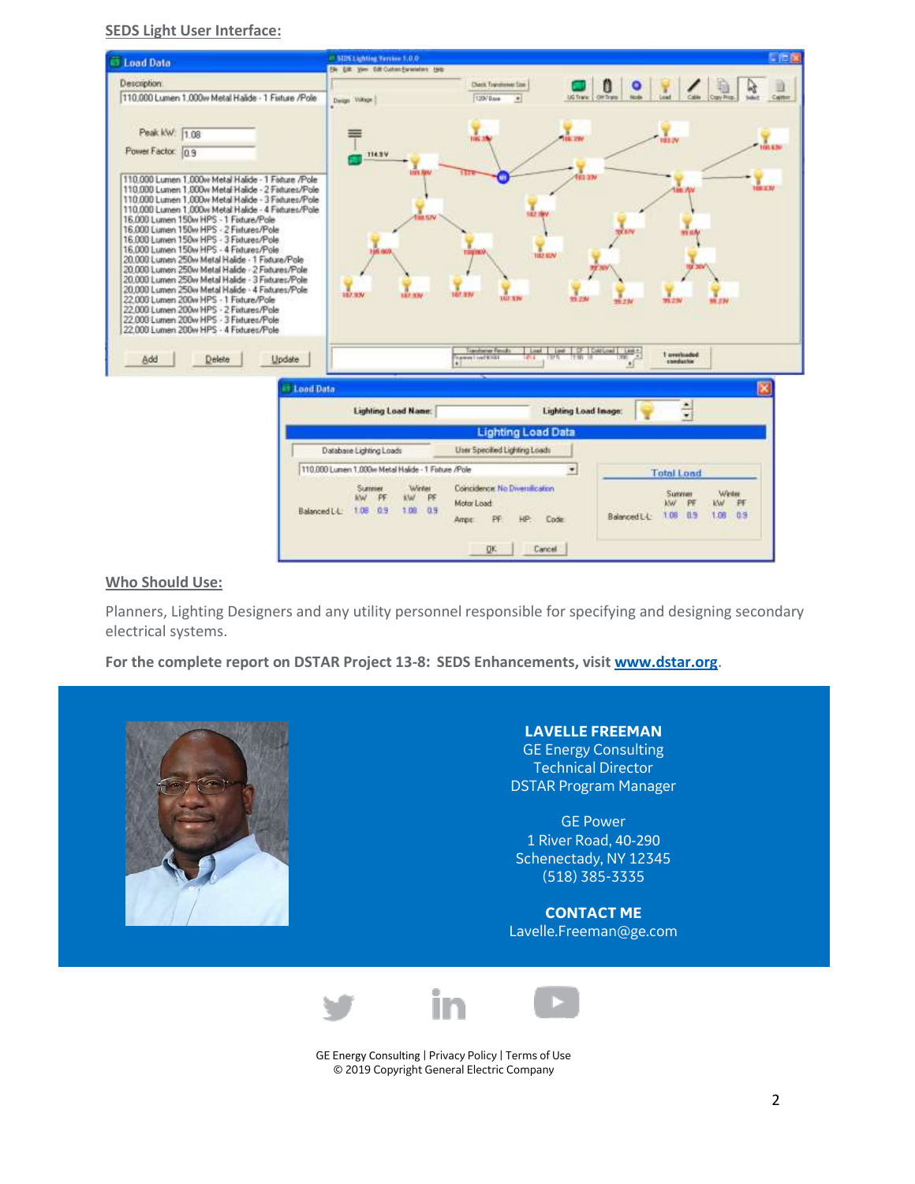**SEDS Light User Interface:**

**Who Should Use:**

Planners, Lighting Designers and any utility personnel responsible for specifying and designing secondary electrical systems.

**For the complete report on DSTAR Project 13-8: SEDS Enhancements, visit www.dstar.org.**

**LAVELLE FREEMAN**
GE Energy Consulting
Technical Director
DSTAR Program Manager

GE Power
1 River Road, 40-290
Schenectady, NY 12345
(518) 385-3335

**CONTACT ME**
Lavelle.Freeman@ge.com

GE Energy Consulting | Privacy Policy | Terms of Use
© 2019 Copyright General Electric Company